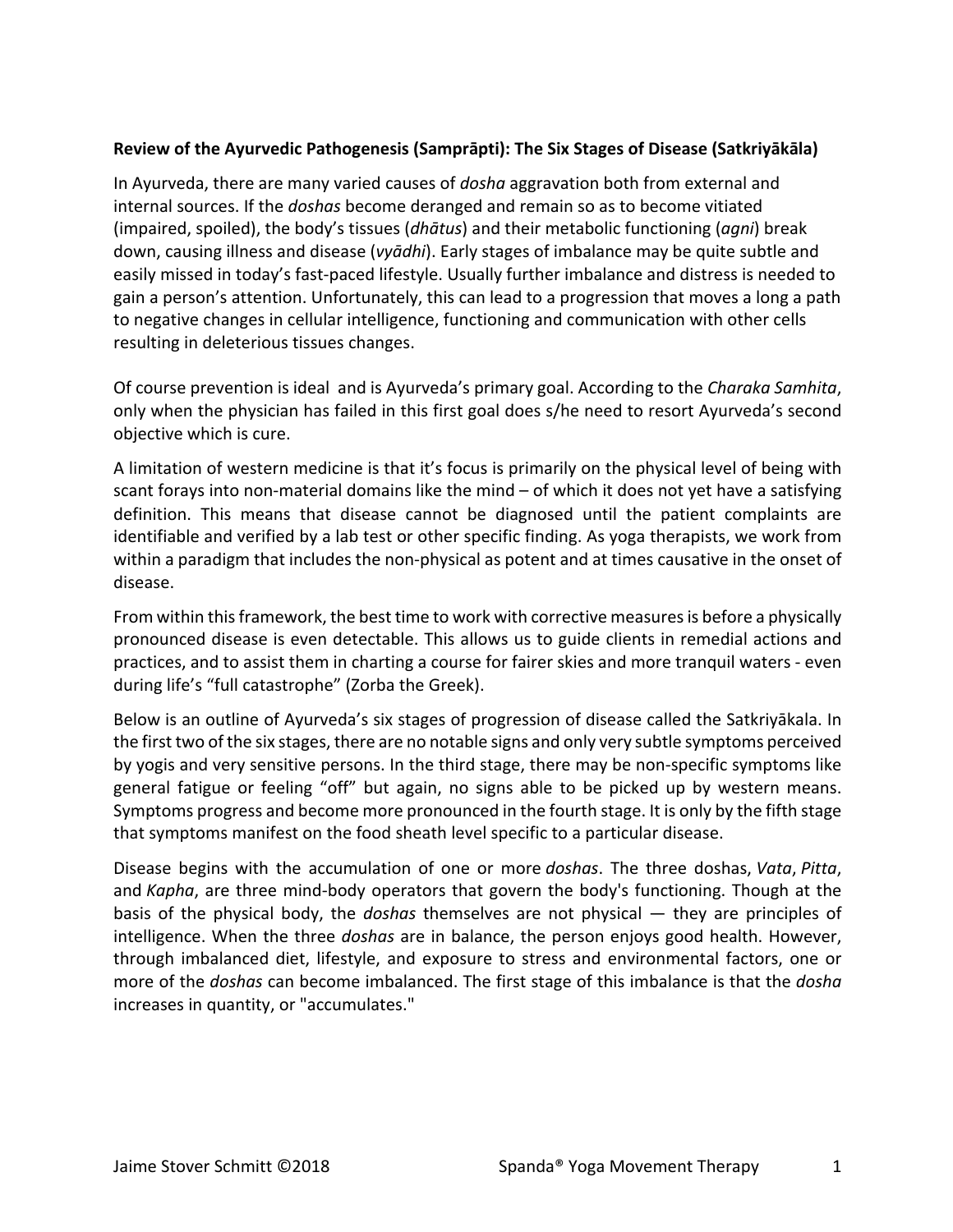**Review of the Ayurvedic Pathogenesis (Samprāpti): The Six Stages of Disease (Satkriyākāla)**

In Ayurveda, there are many varied causes of *dosha* aggravation both from external and internal sources. If the *doshas* become deranged and remain so as to become vitiated (impaired, spoiled), the body's tissues (*dhātus*) and their metabolic functioning (*agni*) break down, causing illness and disease (*vyādhi*). Early stages of imbalance may be quite subtle and easily missed in today's fast-paced lifestyle. Usually further imbalance and distress is needed to gain a person's attention. Unfortunately, this can lead to a progression that moves a long a path to negative changes in cellular intelligence, functioning and communication with other cells resulting in deleterious tissues changes.

Of course prevention is ideal and is Ayurveda's primary goal. According to the *Charaka Samhita*, only when the physician has failed in this first goal does s/he need to resort Ayurveda's second objective which is cure.

A limitation of western medicine is that it's focus is primarily on the physical level of being with scant forays into non-material domains like the mind – of which it does not yet have a satisfying definition. This means that disease cannot be diagnosed until the patient complaints are identifiable and verified by a lab test or other specific finding. As yoga therapists, we work from within a paradigm that includes the non-physical as potent and at times causative in the onset of disease.

From within this framework, the best time to work with corrective measures is before a physically pronounced disease is even detectable. This allows us to guide clients in remedial actions and practices, and to assist them in charting a course for fairer skies and more tranquil waters - even during life's "full catastrophe" (Zorba the Greek).

Below is an outline of Ayurveda's six stages of progression of disease called the Satkriyākala. In the first two of the six stages, there are no notable signs and only very subtle symptoms perceived by yogis and very sensitive persons. In the third stage, there may be non-specific symptoms like general fatigue or feeling "off" but again, no signs able to be picked up by western means. Symptoms progress and become more pronounced in the fourth stage. It is only by the fifth stage that symptoms manifest on the food sheath level specific to a particular disease.

Disease begins with the accumulation of one or more *doshas*. The three doshas, *Vata*, *Pitta*, and *Kapha*, are three mind-body operators that govern the body's functioning. Though at the basis of the physical body, the *doshas* themselves are not physical — they are principles of intelligence. When the three *doshas* are in balance, the person enjoys good health. However, through imbalanced diet, lifestyle, and exposure to stress and environmental factors, one or more of the *doshas* can become imbalanced. The first stage of this imbalance is that the *dosha* increases in quantity, or "accumulates."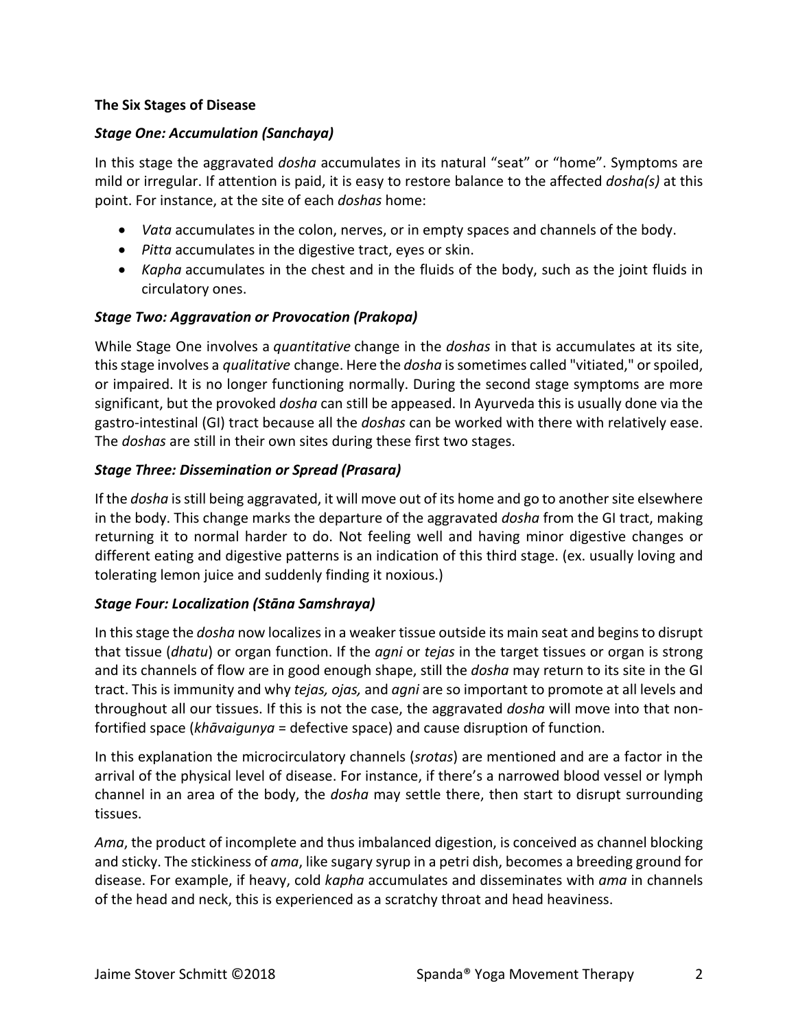**The Six Stages of Disease**

***Stage One: Accumulation (Sanchaya)***

In this stage the aggravated *dosha* accumulates in its natural "seat" or "home". Symptoms are mild or irregular. If attention is paid, it is easy to restore balance to the affected *dosha(s)* at this point. For instance, at the site of each *doshas* home:

- *Vata* accumulates in the colon, nerves, or in empty spaces and channels of the body.
- *Pitta* accumulates in the digestive tract, eyes or skin.
- *Kapha* accumulates in the chest and in the fluids of the body, such as the joint fluids in circulatory ones.

***Stage Two: Aggravation or Provocation (Prakopa)***

While Stage One involves a *quantitative* change in the *doshas* in that is accumulates at its site, this stage involves a *qualitative* change. Here the *dosha* is sometimes called "vitiated," or spoiled, or impaired. It is no longer functioning normally. During the second stage symptoms are more significant, but the provoked *dosha* can still be appeased. In Ayurveda this is usually done via the gastro-intestinal (GI) tract because all the *doshas* can be worked with there with relatively ease. The *doshas* are still in their own sites during these first two stages.

***Stage Three: Dissemination or Spread (Prasara)***

If the *dosha* is still being aggravated, it will move out of its home and go to another site elsewhere in the body. This change marks the departure of the aggravated *dosha* from the GI tract, making returning it to normal harder to do. Not feeling well and having minor digestive changes or different eating and digestive patterns is an indication of this third stage. (ex. usually loving and tolerating lemon juice and suddenly finding it noxious.)

***Stage Four: Localization (Stāna Samshraya)***

In this stage the *dosha* now localizes in a weaker tissue outside its main seat and begins to disrupt that tissue (*dhatu*) or organ function. If the *agni* or *tejas* in the target tissues or organ is strong and its channels of flow are in good enough shape, still the *dosha* may return to its site in the GI tract. This is immunity and why *tejas, ojas,* and *agni* are so important to promote at all levels and throughout all our tissues. If this is not the case, the aggravated *dosha* will move into that non-fortified space (*khāvaigunya* = defective space) and cause disruption of function.

In this explanation the microcirculatory channels (*srotas*) are mentioned and are a factor in the arrival of the physical level of disease. For instance, if there's a narrowed blood vessel or lymph channel in an area of the body, the *dosha* may settle there, then start to disrupt surrounding tissues.

*Ama*, the product of incomplete and thus imbalanced digestion, is conceived as channel blocking and sticky. The stickiness of *ama*, like sugary syrup in a petri dish, becomes a breeding ground for disease. For example, if heavy, cold *kapha* accumulates and disseminates with *ama* in channels of the head and neck, this is experienced as a scratchy throat and head heaviness.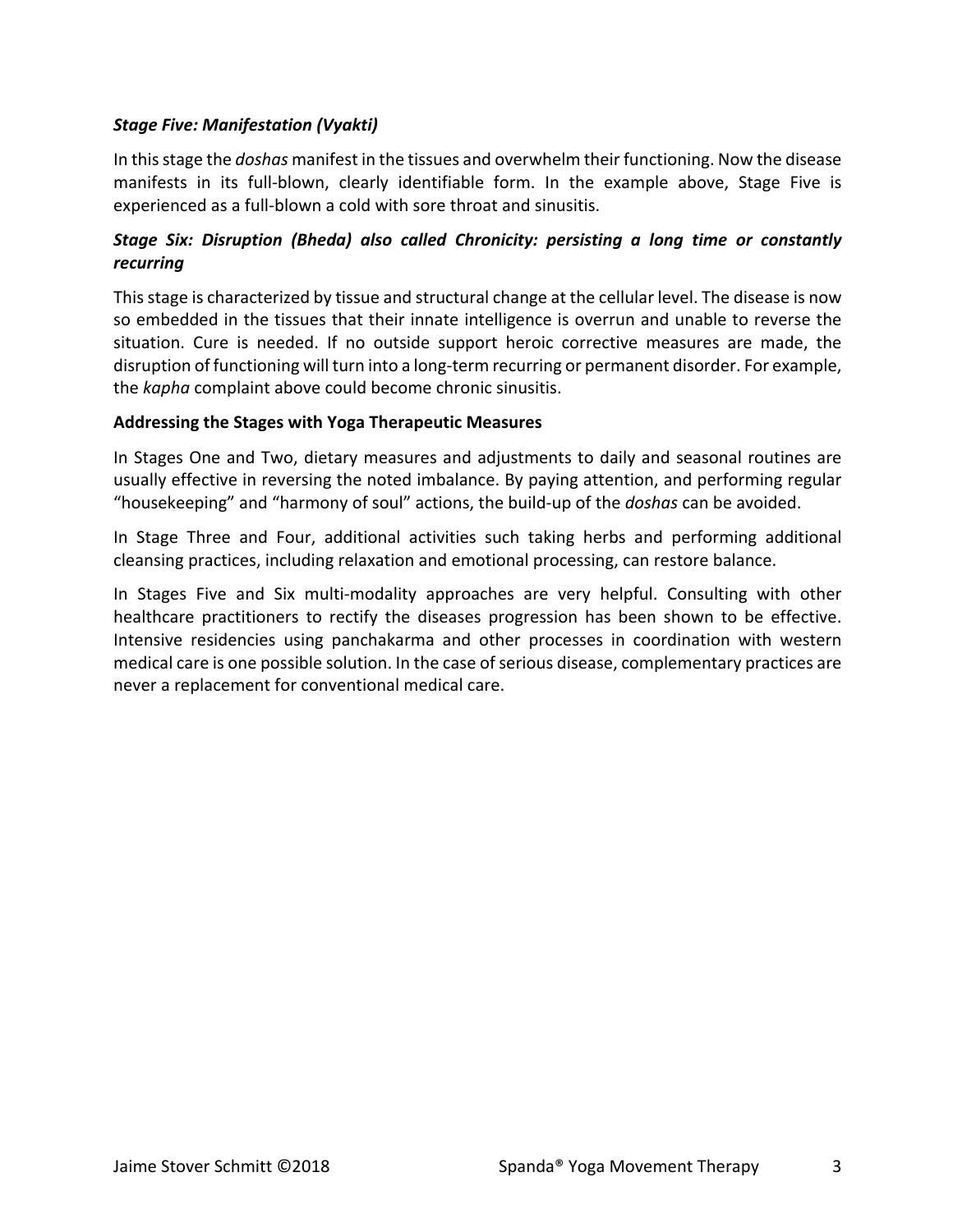### *Stage Five: Manifestation (Vyakti)*

In this stage the *doshas* manifest in the tissues and overwhelm their functioning. Now the disease manifests in its full-blown, clearly identifiable form. In the example above, Stage Five is experienced as a full-blown a cold with sore throat and sinusitis.

### *Stage Six: Disruption (Bheda) also called Chronicity: persisting a long time or constantly recurring*

This stage is characterized by tissue and structural change at the cellular level. The disease is now so embedded in the tissues that their innate intelligence is overrun and unable to reverse the situation. Cure is needed. If no outside support heroic corrective measures are made, the disruption of functioning will turn into a long-term recurring or permanent disorder. For example, the *kapha* complaint above could become chronic sinusitis.

### **Addressing the Stages with Yoga Therapeutic Measures**

In Stages One and Two, dietary measures and adjustments to daily and seasonal routines are usually effective in reversing the noted imbalance. By paying attention, and performing regular "housekeeping" and "harmony of soul" actions, the build-up of the *doshas* can be avoided.

In Stage Three and Four, additional activities such taking herbs and performing additional cleansing practices, including relaxation and emotional processing, can restore balance.

In Stages Five and Six multi-modality approaches are very helpful. Consulting with other healthcare practitioners to rectify the diseases progression has been shown to be effective. Intensive residencies using panchakarma and other processes in coordination with western medical care is one possible solution. In the case of serious disease, complementary practices are never a replacement for conventional medical care.